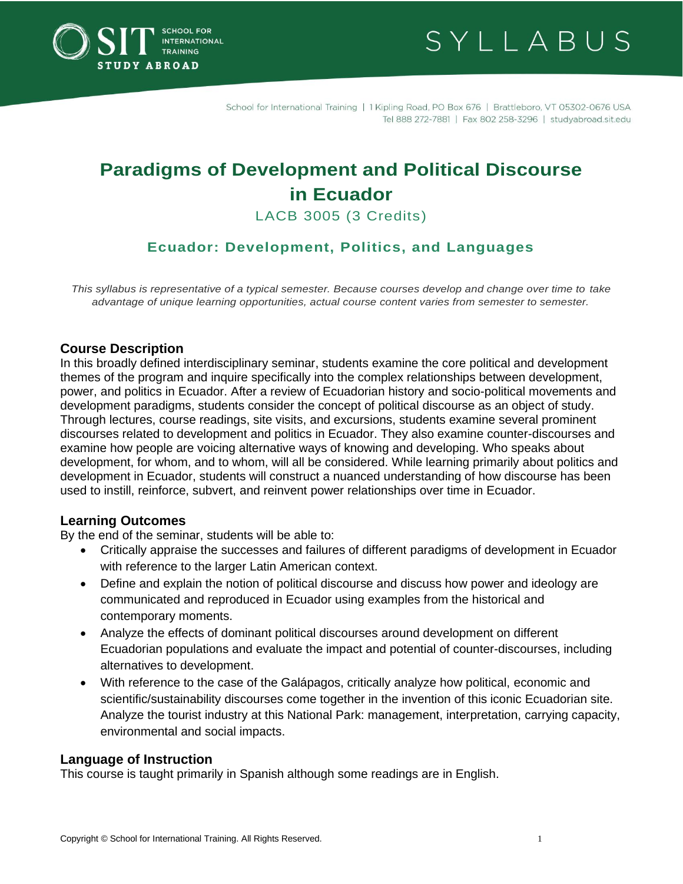SIT School for International Training STUDY ABROAD

SYLLABUS

School for International Training | 1 Kipling Road, PO Box 676 | Brattleboro, VT 05302-0676 USA
Tel 888 272-7881 | Fax 802 258-3296 | studyabroad.sit.edu

# Paradigms of Development and Political Discourse in Ecuador

LACB 3005 (3 Credits)

### Ecuador: Development, Politics, and Languages

*This syllabus is representative of a typical semester. Because courses develop and change over time to take advantage of unique learning opportunities, actual course content varies from semester to semester.*

## Course Description

In this broadly defined interdisciplinary seminar, students examine the core political and development themes of the program and inquire specifically into the complex relationships between development, power, and politics in Ecuador. After a review of Ecuadorian history and socio-political movements and development paradigms, students consider the concept of political discourse as an object of study. Through lectures, course readings, site visits, and excursions, students examine several prominent discourses related to development and politics in Ecuador. They also examine counter-discourses and examine how people are voicing alternative ways of knowing and developing. Who speaks about development, for whom, and to whom, will all be considered. While learning primarily about politics and development in Ecuador, students will construct a nuanced understanding of how discourse has been used to instill, reinforce, subvert, and reinvent power relationships over time in Ecuador.

## Learning Outcomes

By the end of the seminar, students will be able to:

- Critically appraise the successes and failures of different paradigms of development in Ecuador with reference to the larger Latin American context.
- Define and explain the notion of political discourse and discuss how power and ideology are communicated and reproduced in Ecuador using examples from the historical and contemporary moments.
- Analyze the effects of dominant political discourses around development on different Ecuadorian populations and evaluate the impact and potential of counter-discourses, including alternatives to development.
- With reference to the case of the Galápagos, critically analyze how political, economic and scientific/sustainability discourses come together in the invention of this iconic Ecuadorian site. Analyze the tourist industry at this National Park: management, interpretation, carrying capacity, environmental and social impacts.

## Language of Instruction

This course is taught primarily in Spanish although some readings are in English.

Copyright © School for International Training. All Rights Reserved.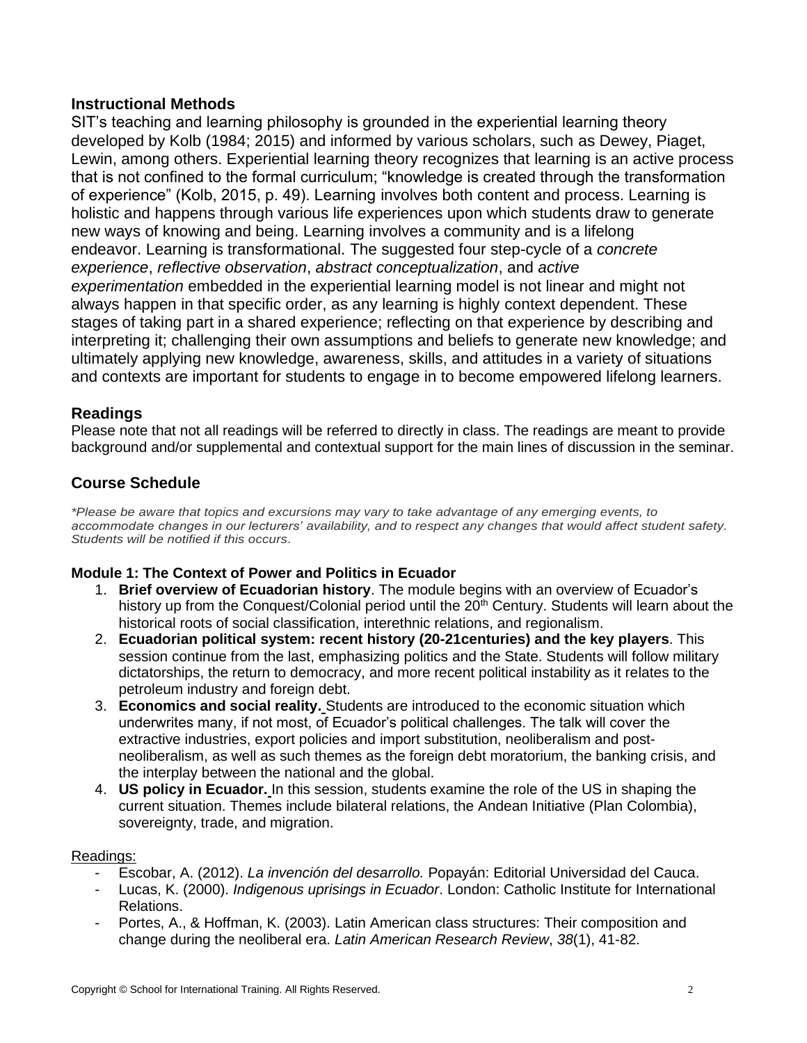## Instructional Methods

SIT's teaching and learning philosophy is grounded in the experiential learning theory developed by Kolb (1984; 2015) and informed by various scholars, such as Dewey, Piaget, Lewin, among others. Experiential learning theory recognizes that learning is an active process that is not confined to the formal curriculum; "knowledge is created through the transformation of experience" (Kolb, 2015, p. 49). Learning involves both content and process. Learning is holistic and happens through various life experiences upon which students draw to generate new ways of knowing and being. Learning involves a community and is a lifelong endeavor. Learning is transformational. The suggested four step-cycle of a *concrete experience*, *reflective observation*, *abstract conceptualization*, and *active experimentation* embedded in the experiential learning model is not linear and might not always happen in that specific order, as any learning is highly context dependent. These stages of taking part in a shared experience; reflecting on that experience by describing and interpreting it; challenging their own assumptions and beliefs to generate new knowledge; and ultimately applying new knowledge, awareness, skills, and attitudes in a variety of situations and contexts are important for students to engage in to become empowered lifelong learners.

## Readings

Please note that not all readings will be referred to directly in class. The readings are meant to provide background and/or supplemental and contextual support for the main lines of discussion in the seminar.

## Course Schedule

*\*Please be aware that topics and excursions may vary to take advantage of any emerging events, to accommodate changes in our lecturers' availability, and to respect any changes that would affect student safety. Students will be notified if this occurs.*

### Module 1: The Context of Power and Politics in Ecuador

1. **Brief overview of Ecuadorian history**. The module begins with an overview of Ecuador's history up from the Conquest/Colonial period until the 20th Century. Students will learn about the historical roots of social classification, interethnic relations, and regionalism.
2. **Ecuadorian political system: recent history (20-21centuries) and the key players**. This session continue from the last, emphasizing politics and the State. Students will follow military dictatorships, the return to democracy, and more recent political instability as it relates to the petroleum industry and foreign debt.
3. **Economics and social reality.** Students are introduced to the economic situation which underwrites many, if not most, of Ecuador's political challenges. The talk will cover the extractive industries, export policies and import substitution, neoliberalism and post-neoliberalism, as well as such themes as the foreign debt moratorium, the banking crisis, and the interplay between the national and the global.
4. **US policy in Ecuador.** In this session, students examine the role of the US in shaping the current situation. Themes include bilateral relations, the Andean Initiative (Plan Colombia), sovereignty, trade, and migration.

Readings:

- Escobar, A. (2012). *La invención del desarrollo.* Popayán: Editorial Universidad del Cauca.
- Lucas, K. (2000). *Indigenous uprisings in Ecuador*. London: Catholic Institute for International Relations.
- Portes, A., & Hoffman, K. (2003). Latin American class structures: Their composition and change during the neoliberal era. *Latin American Research Review*, *38*(1), 41-82.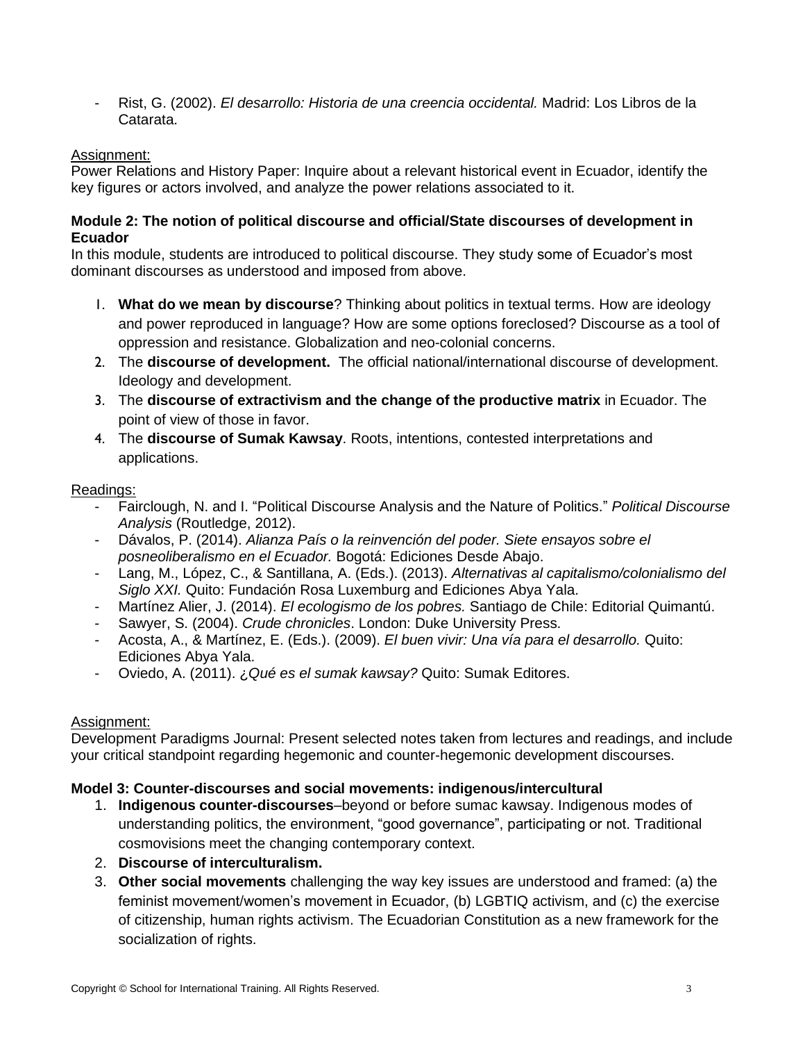- Rist, G. (2002). *El desarrollo: Historia de una creencia occidental.* Madrid: Los Libros de la Catarata.

Assignment:
Power Relations and History Paper: Inquire about a relevant historical event in Ecuador, identify the key figures or actors involved, and analyze the power relations associated to it.

**Module 2: The notion of political discourse and official/State discourses of development in Ecuador**
In this module, students are introduced to political discourse. They study some of Ecuador's most dominant discourses as understood and imposed from above.

1. **What do we mean by discourse**? Thinking about politics in textual terms. How are ideology and power reproduced in language? How are some options foreclosed? Discourse as a tool of oppression and resistance. Globalization and neo-colonial concerns.
2. The **discourse of development.** The official national/international discourse of development. Ideology and development.
3. The **discourse of extractivism and the change of the productive matrix** in Ecuador. The point of view of those in favor.
4. The **discourse of Sumak Kawsay**. Roots, intentions, contested interpretations and applications.

Readings:
- Fairclough, N. and I. "Political Discourse Analysis and the Nature of Politics." *Political Discourse Analysis* (Routledge, 2012).
- Dávalos, P. (2014). *Alianza País o la reinvención del poder. Siete ensayos sobre el posneoliberalismo en el Ecuador.* Bogotá: Ediciones Desde Abajo.
- Lang, M., López, C., & Santillana, A. (Eds.). (2013). *Alternativas al capitalismo/colonialismo del Siglo XXI.* Quito: Fundación Rosa Luxemburg and Ediciones Abya Yala.
- Martínez Alier, J. (2014). *El ecologismo de los pobres.* Santiago de Chile: Editorial Quimantú.
- Sawyer, S. (2004). *Crude chronicles*. London: Duke University Press.
- Acosta, A., & Martínez, E. (Eds.). (2009). *El buen vivir: Una vía para el desarrollo.* Quito: Ediciones Abya Yala.
- Oviedo, A. (2011). *¿Qué es el sumak kawsay?* Quito: Sumak Editores.

Assignment:
Development Paradigms Journal: Present selected notes taken from lectures and readings, and include your critical standpoint regarding hegemonic and counter-hegemonic development discourses.

**Model 3: Counter-discourses and social movements: indigenous/intercultural**

1. **Indigenous counter-discourses**–beyond or before sumac kawsay. Indigenous modes of understanding politics, the environment, "good governance", participating or not. Traditional cosmovisions meet the changing contemporary context.
2. **Discourse of interculturalism.**
3. **Other social movements** challenging the way key issues are understood and framed: (a) the feminist movement/women's movement in Ecuador, (b) LGBTIQ activism, and (c) the exercise of citizenship, human rights activism. The Ecuadorian Constitution as a new framework for the socialization of rights.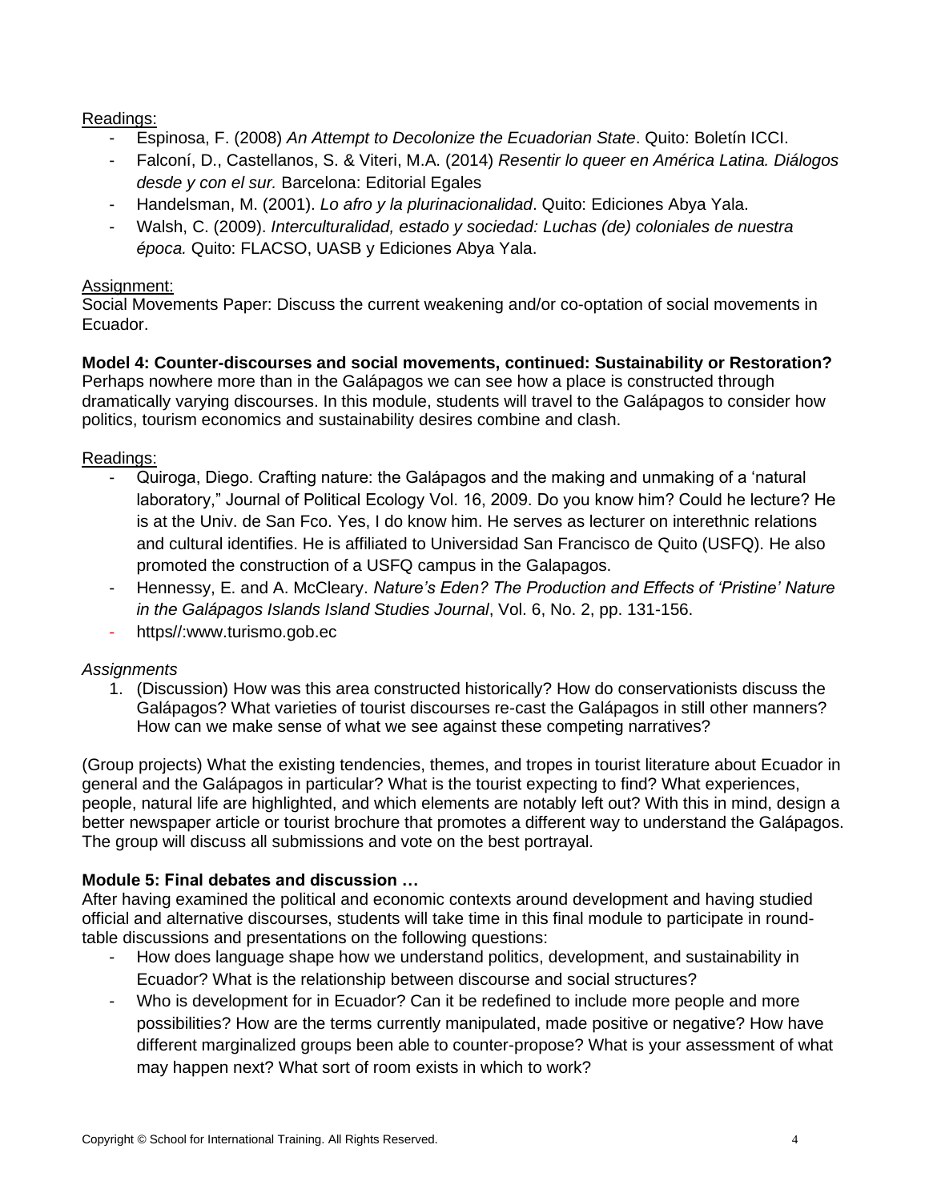Readings:

- Espinosa, F. (2008) *An Attempt to Decolonize the Ecuadorian State*. Quito: Boletín ICCI.
- Falconí, D., Castellanos, S. & Viteri, M.A. (2014) *Resentir lo queer en América Latina. Diálogos desde y con el sur.* Barcelona: Editorial Egales
- Handelsman, M. (2001). *Lo afro y la plurinacionalidad*. Quito: Ediciones Abya Yala.
- Walsh, C. (2009). *Interculturalidad, estado y sociedad: Luchas (de) coloniales de nuestra época.* Quito: FLACSO, UASB y Ediciones Abya Yala.

Assignment:
Social Movements Paper: Discuss the current weakening and/or co-optation of social movements in Ecuador.

**Model 4: Counter-discourses and social movements, continued: Sustainability or Restoration?**
Perhaps nowhere more than in the Galápagos we can see how a place is constructed through dramatically varying discourses. In this module, students will travel to the Galápagos to consider how politics, tourism economics and sustainability desires combine and clash.

Readings:

- Quiroga, Diego. Crafting nature: the Galápagos and the making and unmaking of a 'natural laboratory," Journal of Political Ecology Vol. 16, 2009. Do you know him? Could he lecture? He is at the Univ. de San Fco. Yes, I do know him. He serves as lecturer on interethnic relations and cultural identifies. He is affiliated to Universidad San Francisco de Quito (USFQ). He also promoted the construction of a USFQ campus in the Galapagos.
- Hennessy, E. and A. McCleary. *Nature's Eden? The Production and Effects of 'Pristine' Nature in the Galápagos Islands Island Studies Journal*, Vol. 6, No. 2, pp. 131-156.
- https//:www.turismo.gob.ec

*Assignments*

1. (Discussion) How was this area constructed historically? How do conservationists discuss the Galápagos? What varieties of tourist discourses re-cast the Galápagos in still other manners? How can we make sense of what we see against these competing narratives?

(Group projects) What the existing tendencies, themes, and tropes in tourist literature about Ecuador in general and the Galápagos in particular? What is the tourist expecting to find? What experiences, people, natural life are highlighted, and which elements are notably left out? With this in mind, design a better newspaper article or tourist brochure that promotes a different way to understand the Galápagos. The group will discuss all submissions and vote on the best portrayal.

**Module 5: Final debates and discussion …**
After having examined the political and economic contexts around development and having studied official and alternative discourses, students will take time in this final module to participate in round-table discussions and presentations on the following questions:

- How does language shape how we understand politics, development, and sustainability in Ecuador? What is the relationship between discourse and social structures?
- Who is development for in Ecuador? Can it be redefined to include more people and more possibilities? How are the terms currently manipulated, made positive or negative? How have different marginalized groups been able to counter-propose? What is your assessment of what may happen next? What sort of room exists in which to work?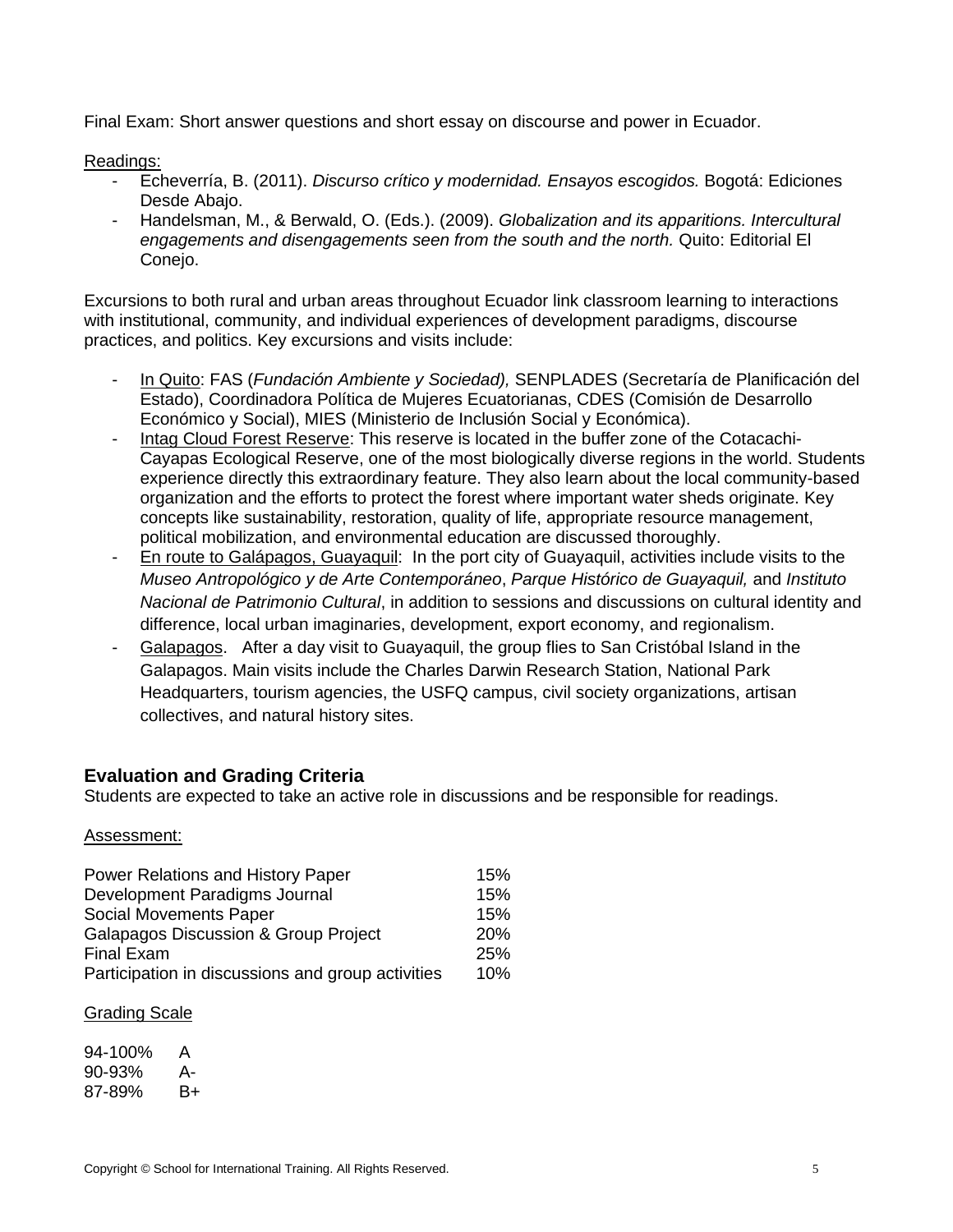Final Exam: Short answer questions and short essay on discourse and power in Ecuador.

Readings:

- Echeverría, B. (2011). *Discurso crítico y modernidad. Ensayos escogidos.* Bogotá: Ediciones Desde Abajo.
- Handelsman, M., & Berwald, O. (Eds.). (2009). *Globalization and its apparitions. Intercultural engagements and disengagements seen from the south and the north.* Quito: Editorial El Conejo.

Excursions to both rural and urban areas throughout Ecuador link classroom learning to interactions with institutional, community, and individual experiences of development paradigms, discourse practices, and politics. Key excursions and visits include:

- In Quito: FAS (*Fundación Ambiente y Sociedad),* SENPLADES (Secretaría de Planificación del Estado), Coordinadora Política de Mujeres Ecuatorianas, CDES (Comisión de Desarrollo Económico y Social), MIES (Ministerio de Inclusión Social y Económica).
- Intag Cloud Forest Reserve: This reserve is located in the buffer zone of the Cotacachi-Cayapas Ecological Reserve, one of the most biologically diverse regions in the world. Students experience directly this extraordinary feature. They also learn about the local community-based organization and the efforts to protect the forest where important water sheds originate. Key concepts like sustainability, restoration, quality of life, appropriate resource management, political mobilization, and environmental education are discussed thoroughly.
- En route to Galápagos, Guayaquil: In the port city of Guayaquil, activities include visits to the *Museo Antropológico y de Arte Contemporáneo*, *Parque Histórico de Guayaquil,* and *Instituto Nacional de Patrimonio Cultural*, in addition to sessions and discussions on cultural identity and difference, local urban imaginaries, development, export economy, and regionalism.
- Galapagos. After a day visit to Guayaquil, the group flies to San Cristóbal Island in the Galapagos. Main visits include the Charles Darwin Research Station, National Park Headquarters, tourism agencies, the USFQ campus, civil society organizations, artisan collectives, and natural history sites.

## Evaluation and Grading Criteria

Students are expected to take an active role in discussions and be responsible for readings.

Assessment:

| | |
|---|---|
| Power Relations and History Paper | 15% |
| Development Paradigms Journal | 15% |
| Social Movements Paper | 15% |
| Galapagos Discussion & Group Project | 20% |
| Final Exam | 25% |
| Participation in discussions and group activities | 10% |

Grading Scale

| | |
|---|---|
| 94-100% | A |
| 90-93% | A- |
| 87-89% | B+ |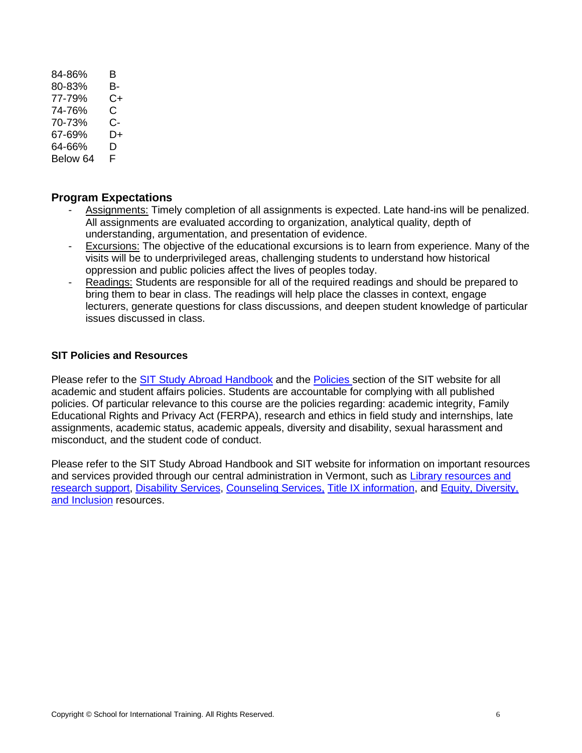| | |
|---|---|
| 84-86% | B |
| 80-83% | B- |
| 77-79% | C+ |
| 74-76% | C |
| 70-73% | C- |
| 67-69% | D+ |
| 64-66% | D |
| Below 64 | F |

## Program Expectations

- Assignments: Timely completion of all assignments is expected. Late hand-ins will be penalized. All assignments are evaluated according to organization, analytical quality, depth of understanding, argumentation, and presentation of evidence.
- Excursions: The objective of the educational excursions is to learn from experience. Many of the visits will be to underprivileged areas, challenging students to understand how historical oppression and public policies affect the lives of peoples today.
- Readings: Students are responsible for all of the required readings and should be prepared to bring them to bear in class. The readings will help place the classes in context, engage lecturers, generate questions for class discussions, and deepen student knowledge of particular issues discussed in class.

### SIT Policies and Resources

Please refer to the SIT Study Abroad Handbook and the Policies section of the SIT website for all academic and student affairs policies. Students are accountable for complying with all published policies. Of particular relevance to this course are the policies regarding: academic integrity, Family Educational Rights and Privacy Act (FERPA), research and ethics in field study and internships, late assignments, academic status, academic appeals, diversity and disability, sexual harassment and misconduct, and the student code of conduct.

Please refer to the SIT Study Abroad Handbook and SIT website for information on important resources and services provided through our central administration in Vermont, such as Library resources and research support, Disability Services, Counseling Services, Title IX information, and Equity, Diversity, and Inclusion resources.

Copyright © School for International Training. All Rights Reserved.